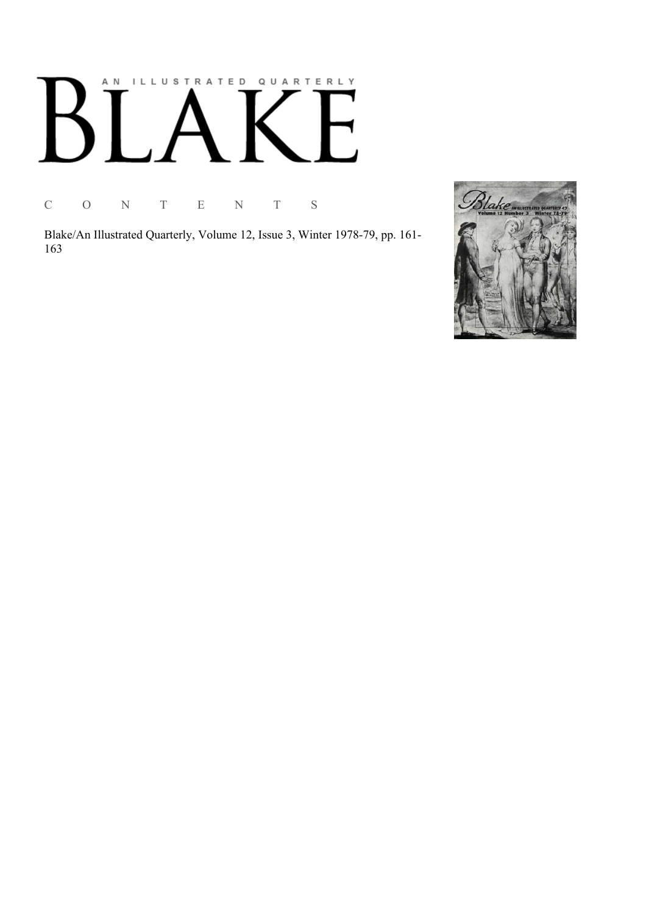# AN ILLUSTRATED QUARTERLY

# BLAKE

## C O N T E N T S

Blake/An Illustrated Quarterly, Volume 12, Issue 3, Winter 1978-79, pp. 161-163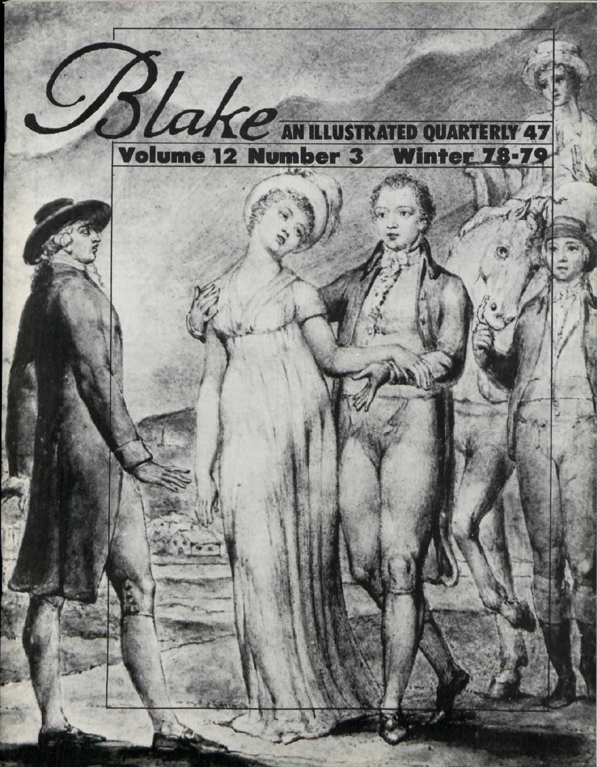# Blake

AN ILLUSTRATED QUARTERLY 47

Volume 12 Number 3 Winter 78-79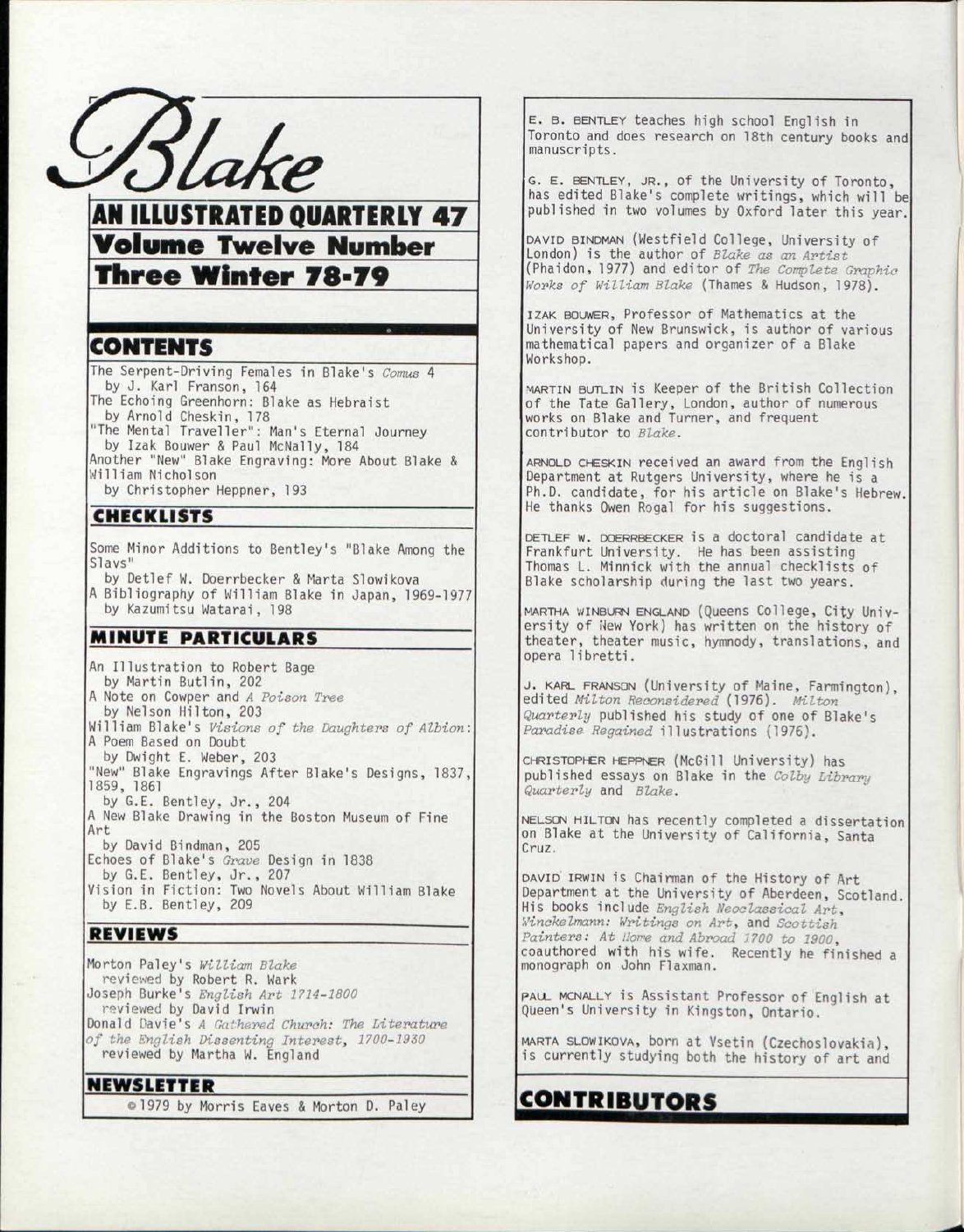# Blake

## AN ILLUSTRATED QUARTERLY 47

## Volume Twelve Number Three Winter 78-79

## CONTENTS

The Serpent-Driving Females in Blake's *Comus* 4
  by J. Karl Franson, 164
The Echoing Greenhorn: Blake as Hebraist
  by Arnold Cheskin, 178
"The Mental Traveller": Man's Eternal Journey
  by Izak Bouwer & Paul McNally, 184
Another "New" Blake Engraving: More About Blake & William Nicholson
  by Christopher Heppner, 193

## CHECKLISTS

Some Minor Additions to Bentley's "Blake Among the Slavs"
  by Detlef W. Doerrbecker & Marta Slowikova
A Bibliography of William Blake in Japan, 1969-1977
  by Kazumitsu Watarai, 198

## MINUTE PARTICULARS

An Illustration to Robert Bage
  by Martin Butlin, 202
A Note on Cowper and *A Poison Tree*
  by Nelson Hilton, 203
William Blake's *Visions of the Daughters of Albion*: A Poem Based on Doubt
  by Dwight E. Weber, 203
"New" Blake Engravings After Blake's Designs, 1837, 1859, 1861
  by G.E. Bentley, Jr., 204
A New Blake Drawing in the Boston Museum of Fine Art
  by David Bindman, 205
Echoes of Blake's *Grave* Design in 1838
  by G.E. Bentley, Jr., 207
Vision in Fiction: Two Novels About William Blake
  by E.B. Bentley, 209

## REVIEWS

Morton Paley's *William Blake*
  reviewed by Robert R. Wark
Joseph Burke's *English Art 1714-1800*
  reviewed by David Irwin
Donald Davie's *A Gathered Church: The Literature of the English Dissenting Interest, 1700-1930*
  reviewed by Martha W. England

## NEWSLETTER

© 1979 by Morris Eaves & Morton D. Paley

## CONTRIBUTORS

E. B. BENTLEY teaches high school English in Toronto and does research on 18th century books and manuscripts.

G. E. BENTLEY, JR., of the University of Toronto, has edited Blake's complete writings, which will be published in two volumes by Oxford later this year.

DAVID BINDMAN (Westfield College, University of London) is the author of *Blake as an Artist* (Phaidon, 1977) and editor of *The Complete Graphic Works of William Blake* (Thames & Hudson, 1978).

IZAK BOUWER, Professor of Mathematics at the University of New Brunswick, is author of various mathematical papers and organizer of a Blake Workshop.

MARTIN BUTLIN is Keeper of the British Collection of the Tate Gallery, London, author of numerous works on Blake and Turner, and frequent contributor to *Blake*.

ARNOLD CHESKIN received an award from the English Department at Rutgers University, where he is a Ph.D. candidate, for his article on Blake's Hebrew. He thanks Owen Rogal for his suggestions.

DETLEF W. DOERRBECKER is a doctoral candidate at Frankfurt University. He has been assisting Thomas L. Minnick with the annual checklists of Blake scholarship during the last two years.

MARTHA WINBURN ENGLAND (Queens College, City University of New York) has written on the history of theater, theater music, hymnody, translations, and opera libretti.

J. KARL FRANSON (University of Maine, Farmington), edited *Milton Reconsidered* (1976). *Milton Quarterly* published his study of one of Blake's *Paradise Regained* illustrations (1976).

CHRISTOPHER HEPPNER (McGill University) has published essays on Blake in the *Colby Library Quarterly* and *Blake*.

NELSON HILTON has recently completed a dissertation on Blake at the University of California, Santa Cruz.

DAVID IRWIN is Chairman of the History of Art Department at the University of Aberdeen, Scotland. His books include *English Neoclassical Art*, *Winckelmann: Writings on Art*, and *Scottish Painters: At Home and Abroad 1700 to 1900*, coauthored with his wife. Recently he finished a monograph on John Flaxman.

PAUL MCNALLY is Assistant Professor of English at Queen's University in Kingston, Ontario.

MARTA SLOWIKOVA, born at Vsetin (Czechoslovakia), is currently studying both the history of art and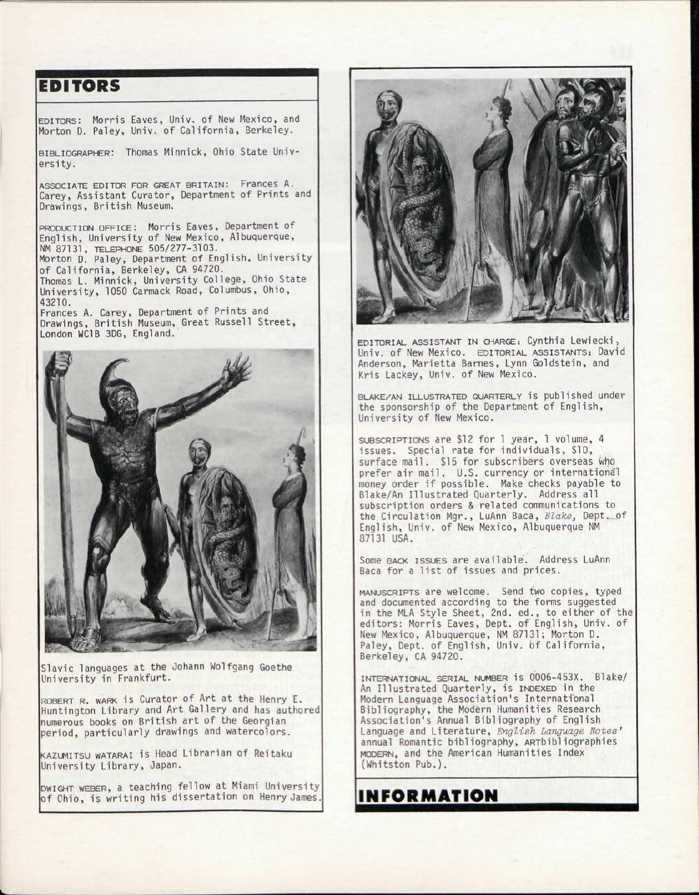# EDITORS

EDITORS: Morris Eaves, Univ. of New Mexico, and Morton D. Paley, Univ. of California, Berkeley.

BIBLIOGRAPHER: Thomas Minnick, Ohio State University.

ASSOCIATE EDITOR FOR GREAT BRITAIN: Frances A. Carey, Assistant Curator, Department of Prints and Drawings, British Museum.

PRODUCTION OFFICE: Morris Eaves, Department of English, University of New Mexico, Albuquerque, NM 87131, TELEPHONE 505/277-3103.
Morton D. Paley, Department of English, University of California, Berkeley, CA 94720.
Thomas L. Minnick, University College, Ohio State University, 1050 Carmack Road, Columbus, Ohio, 43210.
Frances A. Carey, Department of Prints and Drawings, British Museum, Great Russell Street, London WC1B 3DG, England.

Slavic languages at the Johann Wolfgang Goethe University in Frankfurt.

ROBERT R. WARK is Curator of Art at the Henry E. Huntington Library and Art Gallery and has authored numerous books on British art of the Georgian period, particularly drawings and watercolors.

KAZUMITSU WATARAI is Head Librarian of Reitaku University Library, Japan.

DWIGHT WEBER, a teaching fellow at Miami University of Ohio, is writing his dissertation on Henry James.

EDITORIAL ASSISTANT IN CHARGE: Cynthia Lewiecki, Univ. of New Mexico. EDITORIAL ASSISTANTS: David Anderson, Marietta Barnes, Lynn Goldstein, and Kris Lackey, Univ. of New Mexico.

BLAKE/AN ILLUSTRATED QUARTERLY is published under the sponsorship of the Department of English, University of New Mexico.

SUBSCRIPTIONS are $12 for 1 year, 1 volume, 4 issues. Special rate for individuals, $10, surface mail. $15 for subscribers overseas who prefer air mail. U.S. currency or international money order if possible. Make checks payable to Blake/An Illustrated Quarterly. Address all subscription orders & related communications to the Circulation Mgr., LuAnn Baca, *Blake*, Dept. of English, Univ. of New Mexico, Albuquerque NM 87131 USA.

Some BACK ISSUES are available. Address LuAnn Baca for a list of issues and prices.

MANUSCRIPTS are welcome. Send two copies, typed and documented according to the forms suggested in the MLA Style Sheet, 2nd. ed., to either of the editors: Morris Eaves, Dept. of English, Univ. of New Mexico, Albuquerque, NM 87131; Morton D. Paley, Dept. of English, Univ. of California, Berkeley, CA 94720.

INTERNATIONAL SERIAL NUMBER is 0006-453X. Blake/An Illustrated Quarterly, is INDEXED in the Modern Language Association's International Bibliography, the Modern Humanities Research Association's Annual Bibliography of English Language and Literature, *English Language Notes'* annual Romantic bibliography, ARTbibliographies MODERN, and the American Humanities Index (Whitston Pub.).

# INFORMATION